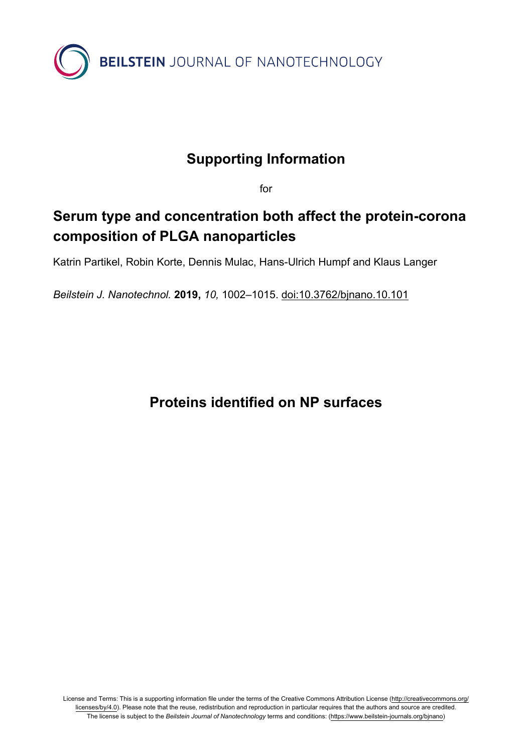BEILSTEIN JOURNAL OF NANOTECHNOLOGY

# Supporting Information

for

# Serum type and concentration both affect the protein-corona composition of PLGA nanoparticles

Katrin Partikel, Robin Korte, Dennis Mulac, Hans-Ulrich Humpf and Klaus Langer

*Beilstein J. Nanotechnol.* **2019,** *10,* 1002–1015. doi:10.3762/bjnano.10.101

## Proteins identified on NP surfaces

License and Terms: This is a supporting information file under the terms of the Creative Commons Attribution License (http://creativecommons.org/licenses/by/4.0). Please note that the reuse, redistribution and reproduction in particular requires that the authors and source are credited. The license is subject to the *Beilstein Journal of Nanotechnology* terms and conditions: (https://www.beilstein-journals.org/bjnano)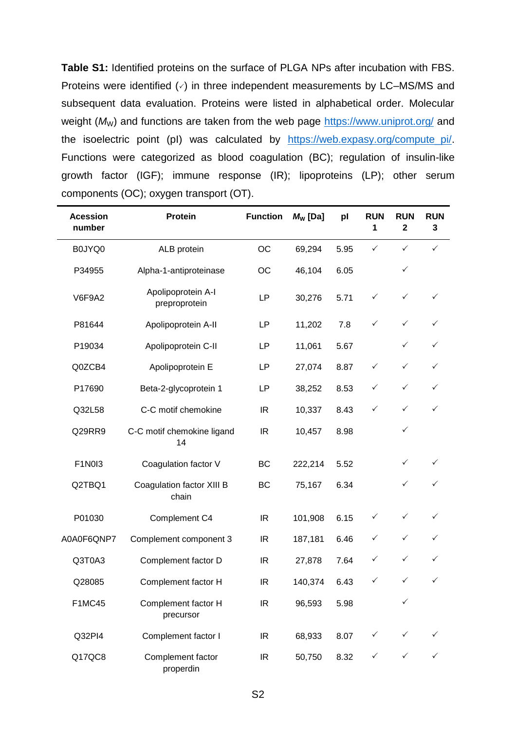**Table S1:** Identified proteins on the surface of PLGA NPs after incubation with FBS. Proteins were identified (✓) in three independent measurements by LC–MS/MS and subsequent data evaluation. Proteins were listed in alphabetical order. Molecular weight ($M_W$) and functions are taken from the web page https://www.uniprot.org/ and the isoelectric point (pI) was calculated by https://web.expasy.org/compute_pi/. Functions were categorized as blood coagulation (BC); regulation of insulin-like growth factor (IGF); immune response (IR); lipoproteins (LP); other serum components (OC); oxygen transport (OT).

| Acession number | Protein | Function | $M_W$ [Da] | pI | RUN 1 | RUN 2 | RUN 3 |
|---|---|---|---|---|---|---|---|
| B0JYQ0 | ALB protein | OC | 69,294 | 5.95 | ✓ | ✓ | ✓ |
| P34955 | Alpha-1-antiproteinase | OC | 46,104 | 6.05 | | ✓ | |
| V6F9A2 | Apolipoprotein A-I preproprotein | LP | 30,276 | 5.71 | ✓ | ✓ | ✓ |
| P81644 | Apolipoprotein A-II | LP | 11,202 | 7.8 | ✓ | ✓ | ✓ |
| P19034 | Apolipoprotein C-II | LP | 11,061 | 5.67 | | ✓ | ✓ |
| Q0ZCB4 | Apolipoprotein E | LP | 27,074 | 8.87 | ✓ | ✓ | ✓ |
| P17690 | Beta-2-glycoprotein 1 | LP | 38,252 | 8.53 | ✓ | ✓ | ✓ |
| Q32L58 | C-C motif chemokine | IR | 10,337 | 8.43 | ✓ | ✓ | ✓ |
| Q29RR9 | C-C motif chemokine ligand 14 | IR | 10,457 | 8.98 | | ✓ | |
| F1N0I3 | Coagulation factor V | BC | 222,214 | 5.52 | | ✓ | ✓ |
| Q2TBQ1 | Coagulation factor XIII B chain | BC | 75,167 | 6.34 | | ✓ | ✓ |
| P01030 | Complement C4 | IR | 101,908 | 6.15 | ✓ | ✓ | ✓ |
| A0A0F6QNP7 | Complement component 3 | IR | 187,181 | 6.46 | ✓ | ✓ | ✓ |
| Q3T0A3 | Complement factor D | IR | 27,878 | 7.64 | ✓ | ✓ | ✓ |
| Q28085 | Complement factor H | IR | 140,374 | 6.43 | ✓ | ✓ | ✓ |
| F1MC45 | Complement factor H precursor | IR | 96,593 | 5.98 | | ✓ | |
| Q32PI4 | Complement factor I | IR | 68,933 | 8.07 | ✓ | ✓ | ✓ |
| Q17QC8 | Complement factor properdin | IR | 50,750 | 8.32 | ✓ | ✓ | ✓ |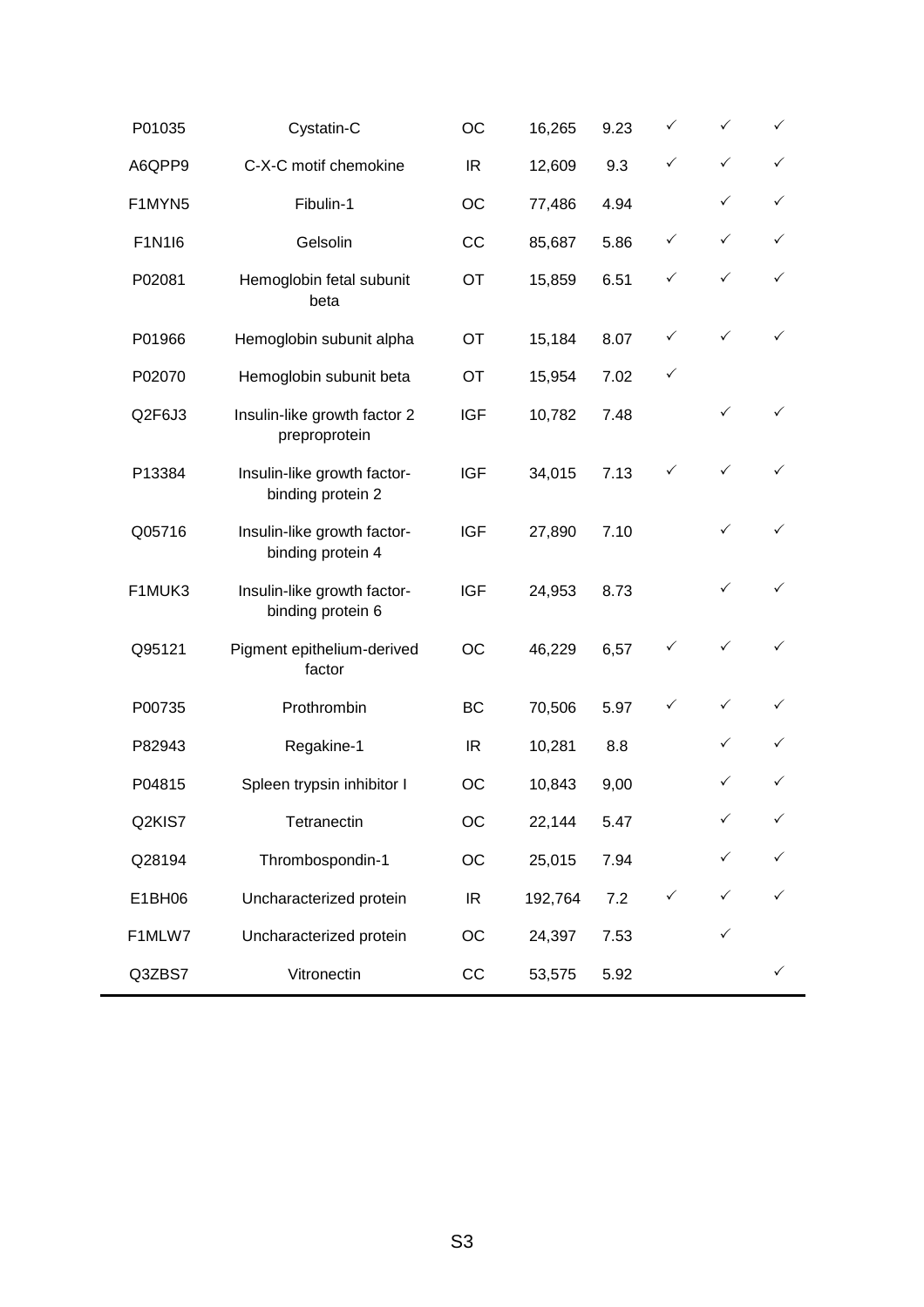| | | | | | | | |
|---|---|---|---|---|---|---|---|
| P01035 | Cystatin-C | OC | 16,265 | 9.23 | ✓ | ✓ | ✓ |
| A6QPP9 | C-X-C motif chemokine | IR | 12,609 | 9.3 | ✓ | ✓ | ✓ |
| F1MYN5 | Fibulin-1 | OC | 77,486 | 4.94 | | ✓ | ✓ |
| F1N1I6 | Gelsolin | CC | 85,687 | 5.86 | ✓ | ✓ | ✓ |
| P02081 | Hemoglobin fetal subunit beta | OT | 15,859 | 6.51 | ✓ | ✓ | ✓ |
| P01966 | Hemoglobin subunit alpha | OT | 15,184 | 8.07 | ✓ | ✓ | ✓ |
| P02070 | Hemoglobin subunit beta | OT | 15,954 | 7.02 | ✓ | | |
| Q2F6J3 | Insulin-like growth factor 2 preproprotein | IGF | 10,782 | 7.48 | | ✓ | ✓ |
| P13384 | Insulin-like growth factor-binding protein 2 | IGF | 34,015 | 7.13 | ✓ | ✓ | ✓ |
| Q05716 | Insulin-like growth factor-binding protein 4 | IGF | 27,890 | 7.10 | | ✓ | ✓ |
| F1MUK3 | Insulin-like growth factor-binding protein 6 | IGF | 24,953 | 8.73 | | ✓ | ✓ |
| Q95121 | Pigment epithelium-derived factor | OC | 46,229 | 6,57 | ✓ | ✓ | ✓ |
| P00735 | Prothrombin | BC | 70,506 | 5.97 | ✓ | ✓ | ✓ |
| P82943 | Regakine-1 | IR | 10,281 | 8.8 | | ✓ | ✓ |
| P04815 | Spleen trypsin inhibitor I | OC | 10,843 | 9,00 | | ✓ | ✓ |
| Q2KIS7 | Tetranectin | OC | 22,144 | 5.47 | | ✓ | ✓ |
| Q28194 | Thrombospondin-1 | OC | 25,015 | 7.94 | | ✓ | ✓ |
| E1BH06 | Uncharacterized protein | IR | 192,764 | 7.2 | ✓ | ✓ | ✓ |
| F1MLW7 | Uncharacterized protein | OC | 24,397 | 7.53 | | ✓ | |
| Q3ZBS7 | Vitronectin | CC | 53,575 | 5.92 | | | ✓ |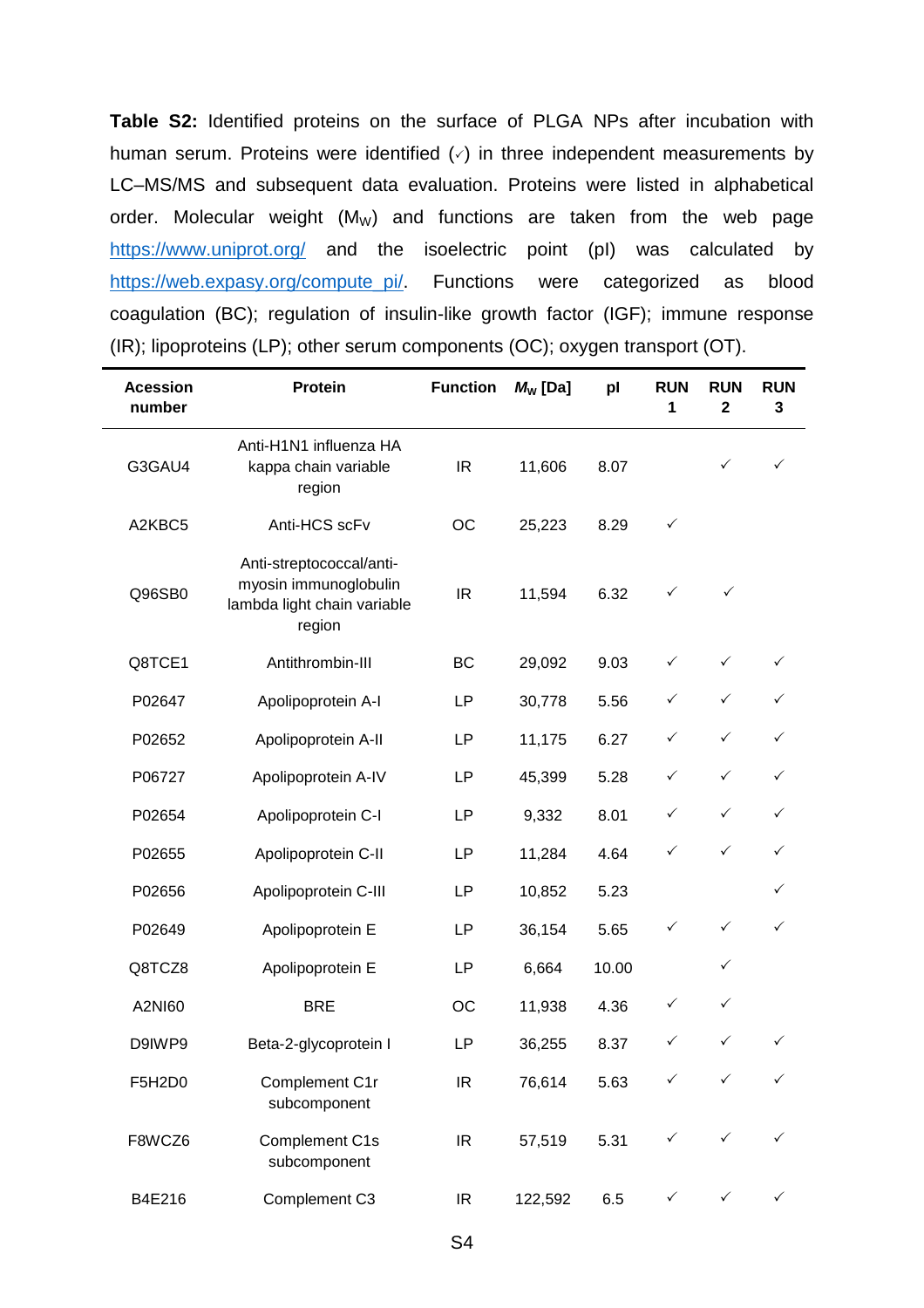**Table S2:** Identified proteins on the surface of PLGA NPs after incubation with human serum. Proteins were identified (✓) in three independent measurements by LC–MS/MS and subsequent data evaluation. Proteins were listed in alphabetical order. Molecular weight ($M_W$) and functions are taken from the web page https://www.uniprot.org/ and the isoelectric point (pI) was calculated by https://web.expasy.org/compute_pi/. Functions were categorized as blood coagulation (BC); regulation of insulin-like growth factor (IGF); immune response (IR); lipoproteins (LP); other serum components (OC); oxygen transport (OT).

| Acession number | Protein | Function | $M_W$ [Da] | pI | RUN 1 | RUN 2 | RUN 3 |
|---|---|---|---|---|---|---|---|
| G3GAU4 | Anti-H1N1 influenza HA kappa chain variable region | IR | 11,606 | 8.07 | | ✓ | ✓ |
| A2KBC5 | Anti-HCS scFv | OC | 25,223 | 8.29 | ✓ | | |
| Q96SB0 | Anti-streptococcal/anti-myosin immunoglobulin lambda light chain variable region | IR | 11,594 | 6.32 | ✓ | ✓ | |
| Q8TCE1 | Antithrombin-III | BC | 29,092 | 9.03 | ✓ | ✓ | ✓ |
| P02647 | Apolipoprotein A-I | LP | 30,778 | 5.56 | ✓ | ✓ | ✓ |
| P02652 | Apolipoprotein A-II | LP | 11,175 | 6.27 | ✓ | ✓ | ✓ |
| P06727 | Apolipoprotein A-IV | LP | 45,399 | 5.28 | ✓ | ✓ | ✓ |
| P02654 | Apolipoprotein C-I | LP | 9,332 | 8.01 | ✓ | ✓ | ✓ |
| P02655 | Apolipoprotein C-II | LP | 11,284 | 4.64 | ✓ | ✓ | ✓ |
| P02656 | Apolipoprotein C-III | LP | 10,852 | 5.23 | | | ✓ |
| P02649 | Apolipoprotein E | LP | 36,154 | 5.65 | ✓ | ✓ | ✓ |
| Q8TCZ8 | Apolipoprotein E | LP | 6,664 | 10.00 | | ✓ | |
| A2NI60 | BRE | OC | 11,938 | 4.36 | ✓ | ✓ | |
| D9IWP9 | Beta-2-glycoprotein I | LP | 36,255 | 8.37 | ✓ | ✓ | ✓ |
| F5H2D0 | Complement C1r subcomponent | IR | 76,614 | 5.63 | ✓ | ✓ | ✓ |
| F8WCZ6 | Complement C1s subcomponent | IR | 57,519 | 5.31 | ✓ | ✓ | ✓ |
| B4E216 | Complement C3 | IR | 122,592 | 6.5 | ✓ | ✓ | ✓ |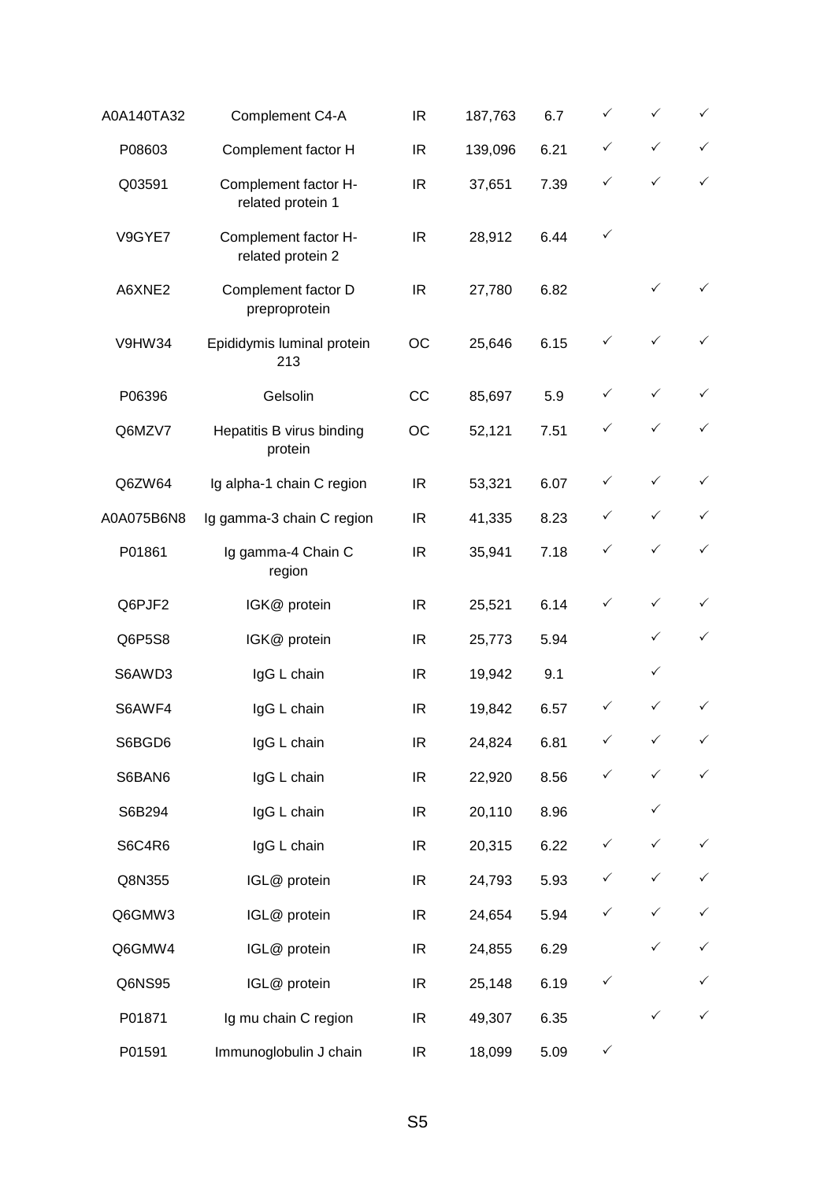| | | | | | | | |
|---|---|---|---|---|---|---|---|
| A0A140TA32 | Complement C4-A | IR | 187,763 | 6.7 | ✓ | ✓ | ✓ |
| P08603 | Complement factor H | IR | 139,096 | 6.21 | ✓ | ✓ | ✓ |
| Q03591 | Complement factor H-related protein 1 | IR | 37,651 | 7.39 | ✓ | ✓ | ✓ |
| V9GYE7 | Complement factor H-related protein 2 | IR | 28,912 | 6.44 | ✓ | | |
| A6XNE2 | Complement factor D preproprotein | IR | 27,780 | 6.82 | | ✓ | ✓ |
| V9HW34 | Epididymis luminal protein 213 | OC | 25,646 | 6.15 | ✓ | ✓ | ✓ |
| P06396 | Gelsolin | CC | 85,697 | 5.9 | ✓ | ✓ | ✓ |
| Q6MZV7 | Hepatitis B virus binding protein | OC | 52,121 | 7.51 | ✓ | ✓ | ✓ |
| Q6ZW64 | Ig alpha-1 chain C region | IR | 53,321 | 6.07 | ✓ | ✓ | ✓ |
| A0A075B6N8 | Ig gamma-3 chain C region | IR | 41,335 | 8.23 | ✓ | ✓ | ✓ |
| P01861 | Ig gamma-4 Chain C region | IR | 35,941 | 7.18 | ✓ | ✓ | ✓ |
| Q6PJF2 | IGK@ protein | IR | 25,521 | 6.14 | ✓ | ✓ | ✓ |
| Q6P5S8 | IGK@ protein | IR | 25,773 | 5.94 | | ✓ | ✓ |
| S6AWD3 | IgG L chain | IR | 19,942 | 9.1 | | ✓ | |
| S6AWF4 | IgG L chain | IR | 19,842 | 6.57 | ✓ | ✓ | ✓ |
| S6BGD6 | IgG L chain | IR | 24,824 | 6.81 | ✓ | ✓ | ✓ |
| S6BAN6 | IgG L chain | IR | 22,920 | 8.56 | ✓ | ✓ | ✓ |
| S6B294 | IgG L chain | IR | 20,110 | 8.96 | | ✓ | |
| S6C4R6 | IgG L chain | IR | 20,315 | 6.22 | ✓ | ✓ | ✓ |
| Q8N355 | IGL@ protein | IR | 24,793 | 5.93 | ✓ | ✓ | ✓ |
| Q6GMW3 | IGL@ protein | IR | 24,654 | 5.94 | ✓ | ✓ | ✓ |
| Q6GMW4 | IGL@ protein | IR | 24,855 | 6.29 | | ✓ | ✓ |
| Q6NS95 | IGL@ protein | IR | 25,148 | 6.19 | ✓ | | ✓ |
| P01871 | Ig mu chain C region | IR | 49,307 | 6.35 | | ✓ | ✓ |
| P01591 | Immunoglobulin J chain | IR | 18,099 | 5.09 | ✓ | | |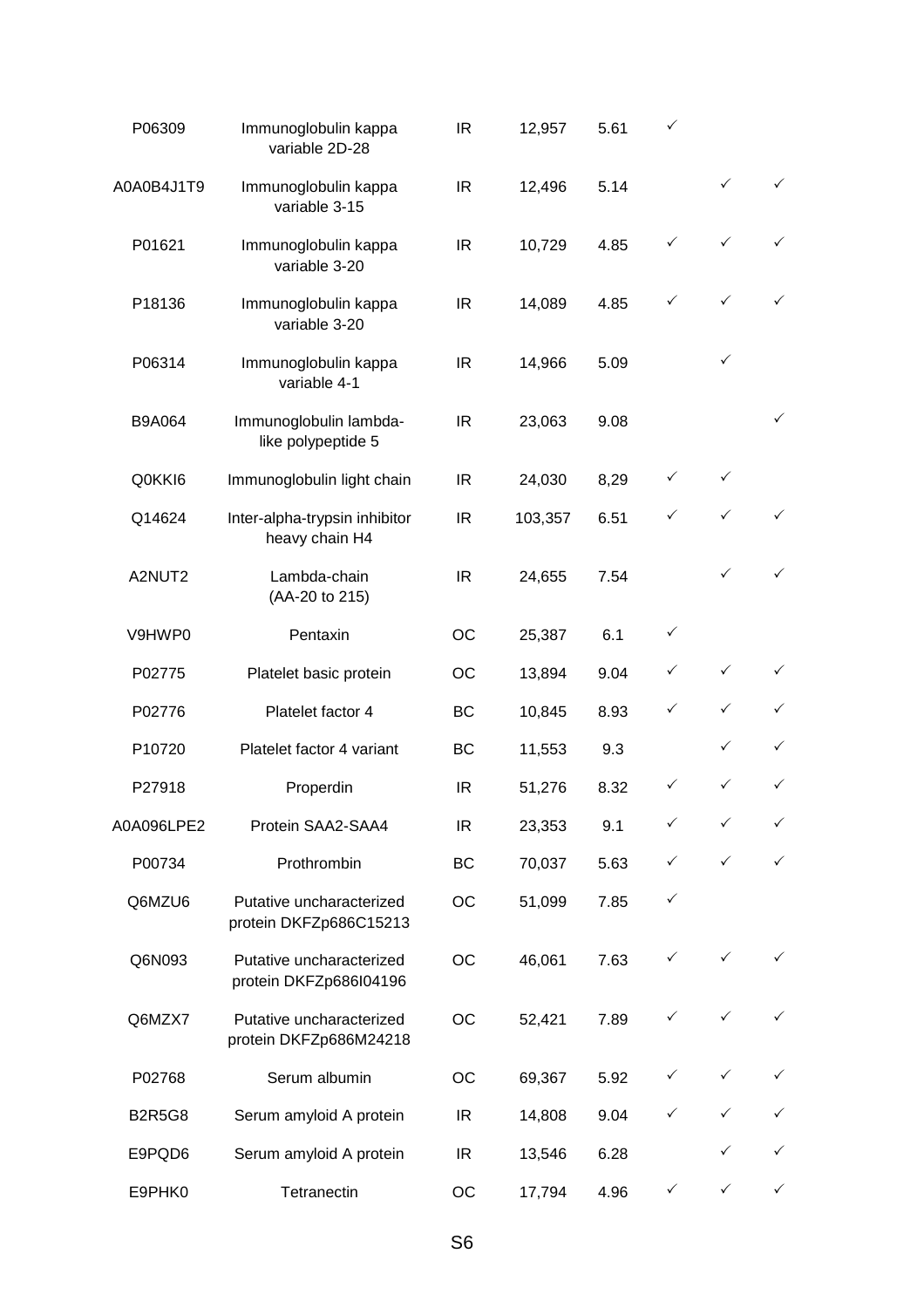| | | | | | | | |
|---|---|---|---|---|---|---|---|
| P06309 | Immunoglobulin kappa variable 2D-28 | IR | 12,957 | 5.61 | ✓ | | |
| A0A0B4J1T9 | Immunoglobulin kappa variable 3-15 | IR | 12,496 | 5.14 | | ✓ | ✓ |
| P01621 | Immunoglobulin kappa variable 3-20 | IR | 10,729 | 4.85 | ✓ | ✓ | ✓ |
| P18136 | Immunoglobulin kappa variable 3-20 | IR | 14,089 | 4.85 | ✓ | ✓ | ✓ |
| P06314 | Immunoglobulin kappa variable 4-1 | IR | 14,966 | 5.09 | | ✓ | |
| B9A064 | Immunoglobulin lambda-like polypeptide 5 | IR | 23,063 | 9.08 | | | ✓ |
| Q0KKI6 | Immunoglobulin light chain | IR | 24,030 | 8,29 | ✓ | ✓ | |
| Q14624 | Inter-alpha-trypsin inhibitor heavy chain H4 | IR | 103,357 | 6.51 | ✓ | ✓ | ✓ |
| A2NUT2 | Lambda-chain (AA-20 to 215) | IR | 24,655 | 7.54 | | ✓ | ✓ |
| V9HWP0 | Pentaxin | OC | 25,387 | 6.1 | ✓ | | |
| P02775 | Platelet basic protein | OC | 13,894 | 9.04 | ✓ | ✓ | ✓ |
| P02776 | Platelet factor 4 | BC | 10,845 | 8.93 | ✓ | ✓ | ✓ |
| P10720 | Platelet factor 4 variant | BC | 11,553 | 9.3 | | ✓ | ✓ |
| P27918 | Properdin | IR | 51,276 | 8.32 | ✓ | ✓ | ✓ |
| A0A096LPE2 | Protein SAA2-SAA4 | IR | 23,353 | 9.1 | ✓ | ✓ | ✓ |
| P00734 | Prothrombin | BC | 70,037 | 5.63 | ✓ | ✓ | ✓ |
| Q6MZU6 | Putative uncharacterized protein DKFZp686C15213 | OC | 51,099 | 7.85 | ✓ | | |
| Q6N093 | Putative uncharacterized protein DKFZp686I04196 | OC | 46,061 | 7.63 | ✓ | ✓ | ✓ |
| Q6MZX7 | Putative uncharacterized protein DKFZp686M24218 | OC | 52,421 | 7.89 | ✓ | ✓ | ✓ |
| P02768 | Serum albumin | OC | 69,367 | 5.92 | ✓ | ✓ | ✓ |
| B2R5G8 | Serum amyloid A protein | IR | 14,808 | 9.04 | ✓ | ✓ | ✓ |
| E9PQD6 | Serum amyloid A protein | IR | 13,546 | 6.28 | | ✓ | ✓ |
| E9PHK0 | Tetranectin | OC | 17,794 | 4.96 | ✓ | ✓ | ✓ |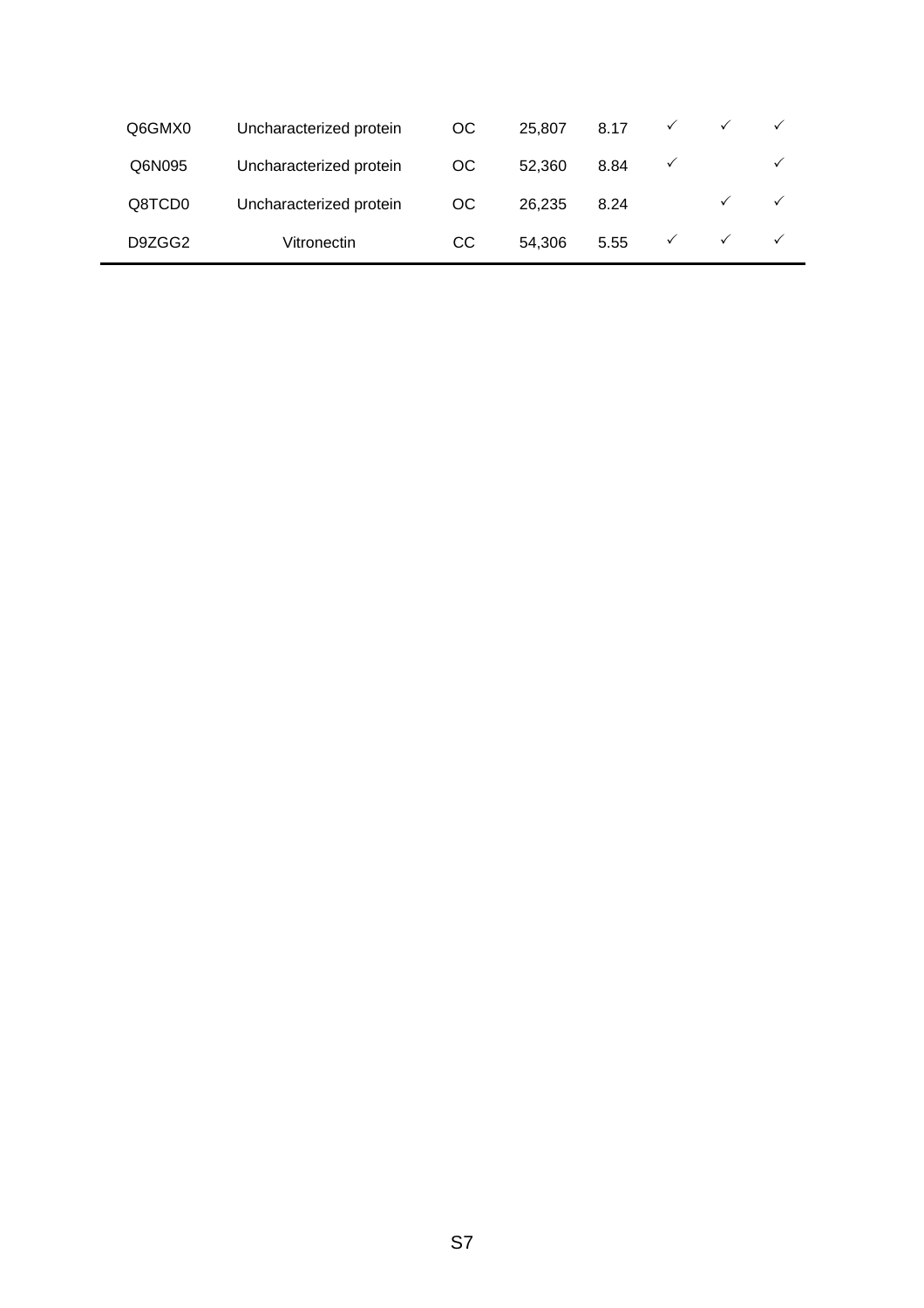| | | | | | | | |
|---|---|---|---|---|---|---|---|
| Q6GMX0 | Uncharacterized protein | OC | 25,807 | 8.17 | ✓ | ✓ | ✓ |
| Q6N095 | Uncharacterized protein | OC | 52,360 | 8.84 | ✓ | | ✓ |
| Q8TCD0 | Uncharacterized protein | OC | 26,235 | 8.24 | | ✓ | ✓ |
| D9ZGG2 | Vitronectin | CC | 54,306 | 5.55 | ✓ | ✓ | ✓ |